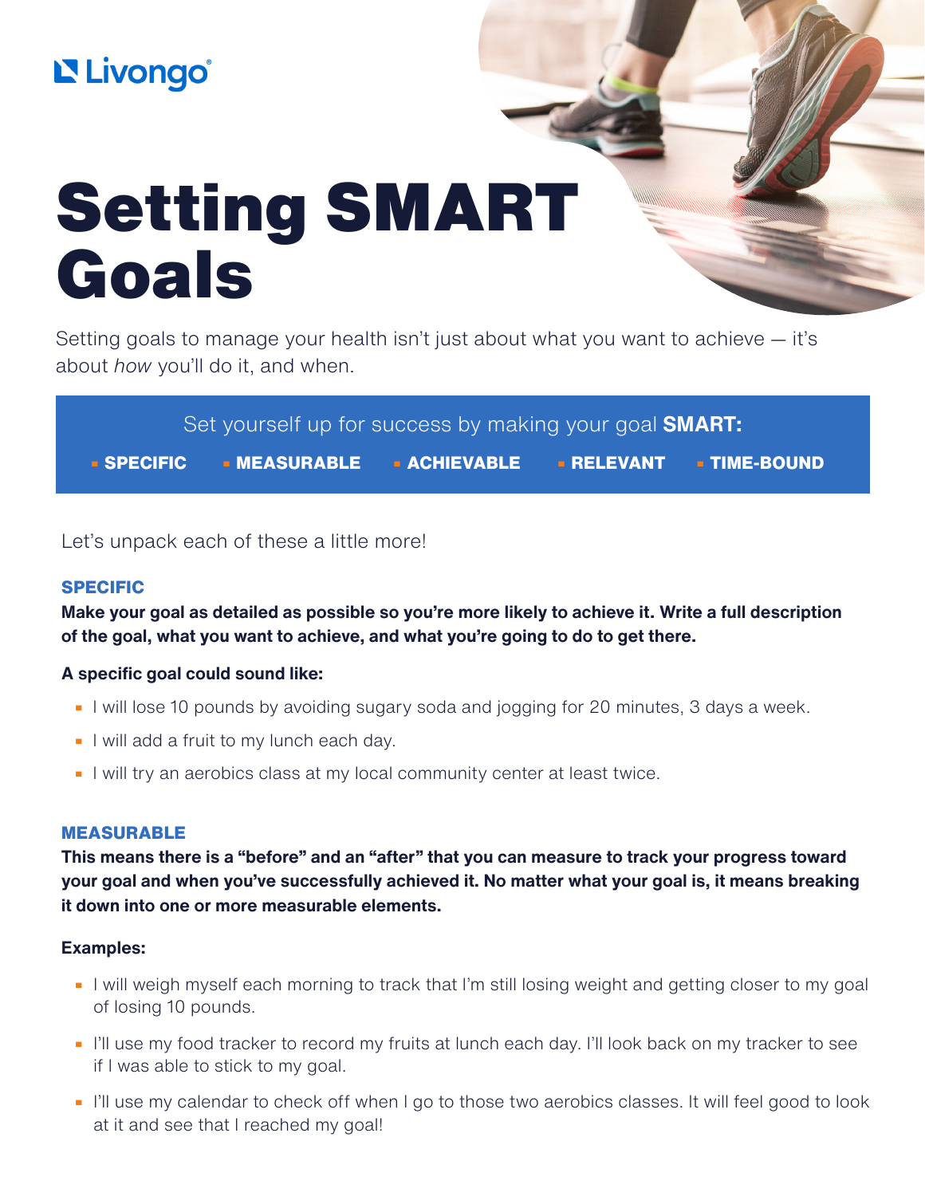Livongo

# Setting SMART Goals

Setting goals to manage your health isn't just about what you want to achieve — it's about *how* you'll do it, and when.

Set yourself up for success by making your goal **SMART:**

- **SPECIFIC**
- **MEASURABLE**
- **ACHIEVABLE**
- **RELEVANT**
- **TIME-BOUND**

Let's unpack each of these a little more!

### SPECIFIC

**Make your goal as detailed as possible so you're more likely to achieve it. Write a full description of the goal, what you want to achieve, and what you're going to do to get there.**

**A specific goal could sound like:**

- I will lose 10 pounds by avoiding sugary soda and jogging for 20 minutes, 3 days a week.
- I will add a fruit to my lunch each day.
- I will try an aerobics class at my local community center at least twice.

### MEASURABLE

**This means there is a "before" and an "after" that you can measure to track your progress toward your goal and when you've successfully achieved it. No matter what your goal is, it means breaking it down into one or more measurable elements.**

**Examples:**

- I will weigh myself each morning to track that I'm still losing weight and getting closer to my goal of losing 10 pounds.
- I'll use my food tracker to record my fruits at lunch each day. I'll look back on my tracker to see if I was able to stick to my goal.
- I'll use my calendar to check off when I go to those two aerobics classes. It will feel good to look at it and see that I reached my goal!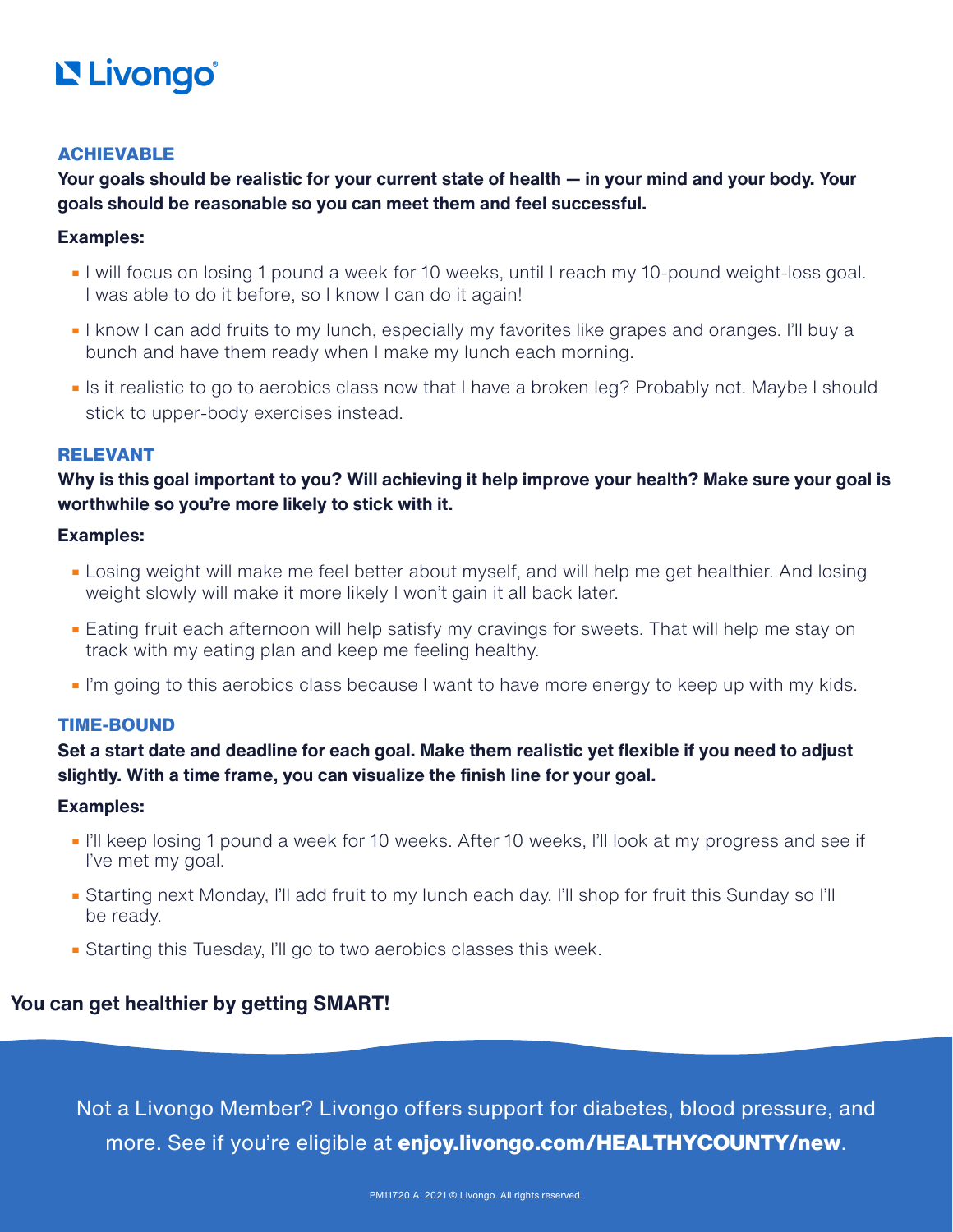Livongo

## ACHIEVABLE

**Your goals should be realistic for your current state of health — in your mind and your body. Your goals should be reasonable so you can meet them and feel successful.**

**Examples:**

- I will focus on losing 1 pound a week for 10 weeks, until I reach my 10-pound weight-loss goal. I was able to do it before, so I know I can do it again!
- I know I can add fruits to my lunch, especially my favorites like grapes and oranges. I'll buy a bunch and have them ready when I make my lunch each morning.
- Is it realistic to go to aerobics class now that I have a broken leg? Probably not. Maybe I should stick to upper-body exercises instead.

## RELEVANT

**Why is this goal important to you? Will achieving it help improve your health? Make sure your goal is worthwhile so you're more likely to stick with it.**

**Examples:**

- Losing weight will make me feel better about myself, and will help me get healthier. And losing weight slowly will make it more likely I won't gain it all back later.
- Eating fruit each afternoon will help satisfy my cravings for sweets. That will help me stay on track with my eating plan and keep me feeling healthy.
- I'm going to this aerobics class because I want to have more energy to keep up with my kids.

## TIME-BOUND

**Set a start date and deadline for each goal. Make them realistic yet flexible if you need to adjust slightly. With a time frame, you can visualize the finish line for your goal.**

**Examples:**

- I'll keep losing 1 pound a week for 10 weeks. After 10 weeks, I'll look at my progress and see if I've met my goal.
- Starting next Monday, I'll add fruit to my lunch each day. I'll shop for fruit this Sunday so I'll be ready.
- Starting this Tuesday, I'll go to two aerobics classes this week.

**You can get healthier by getting SMART!**

Not a Livongo Member? Livongo offers support for diabetes, blood pressure, and more. See if you're eligible at **enjoy.livongo.com/HEALTHYCOUNTY/new**.

PM11720.A 2021 © Livongo. All rights reserved.